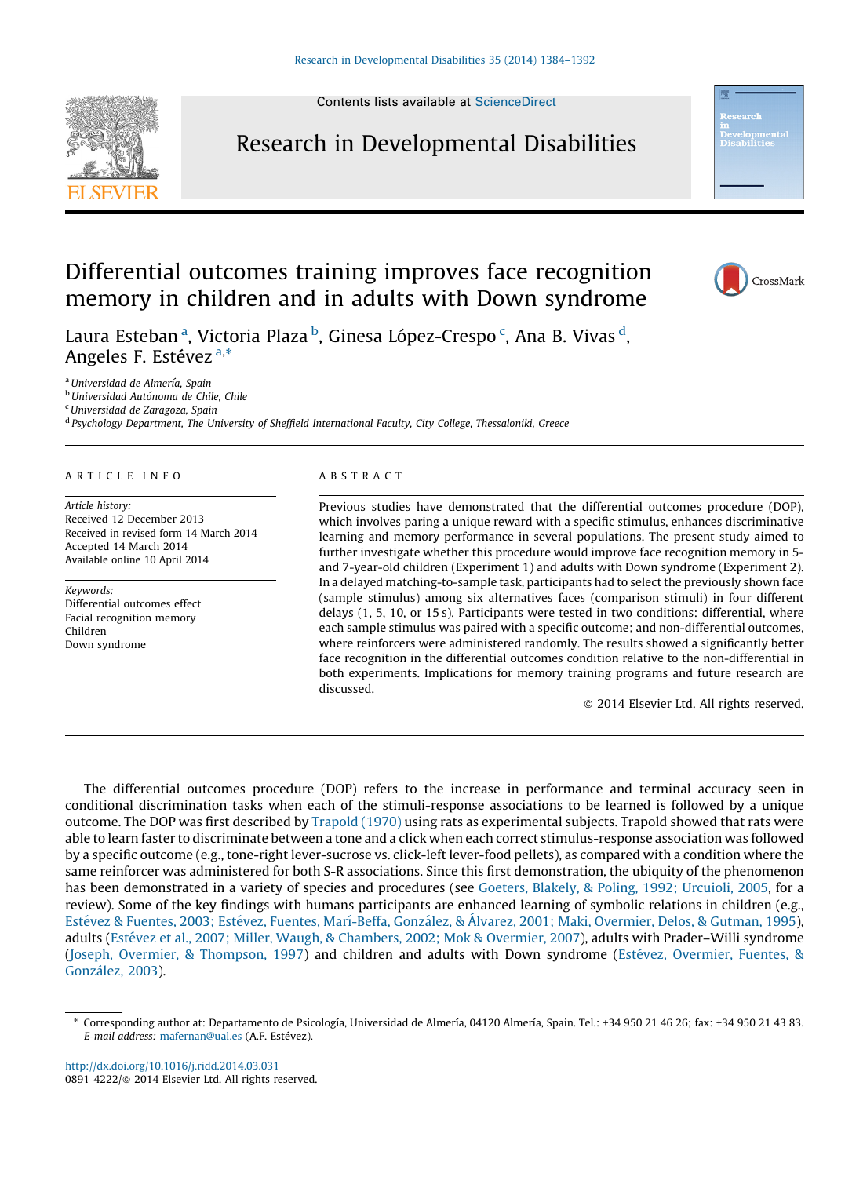# Differential outcomes training improves face recognition memory in children and in adults with Down syndrome

Laura Esteban [a], Victoria Plaza [b], Ginesa López-Crespo [c], Ana B. Vivas [d], Angeles F. Estévez [a,*]

[a] Universidad de Almería, Spain
[b] Universidad Autónoma de Chile, Chile
[c] Universidad de Zaragoza, Spain
[d] Psychology Department, The University of Sheffield International Faculty, City College, Thessaloniki, Greece

## ARTICLE INFO

*Article history:*
Received 12 December 2013
Received in revised form 14 March 2014
Accepted 14 March 2014
Available online 10 April 2014

*Keywords:*
Differential outcomes effect
Facial recognition memory
Children
Down syndrome

## ABSTRACT

Previous studies have demonstrated that the differential outcomes procedure (DOP), which involves paring a unique reward with a specific stimulus, enhances discriminative learning and memory performance in several populations. The present study aimed to further investigate whether this procedure would improve face recognition memory in 5- and 7-year-old children (Experiment 1) and adults with Down syndrome (Experiment 2). In a delayed matching-to-sample task, participants had to select the previously shown face (sample stimulus) among six alternatives faces (comparison stimuli) in four different delays (1, 5, 10, or 15 s). Participants were tested in two conditions: differential, where each sample stimulus was paired with a specific outcome; and non-differential outcomes, where reinforcers were administered randomly. The results showed a significantly better face recognition in the differential outcomes condition relative to the non-differential in both experiments. Implications for memory training programs and future research are discussed.

© 2014 Elsevier Ltd. All rights reserved.

The differential outcomes procedure (DOP) refers to the increase in performance and terminal accuracy seen in conditional discrimination tasks when each of the stimuli-response associations to be learned is followed by a unique outcome. The DOP was first described by Trapold (1970) using rats as experimental subjects. Trapold showed that rats were able to learn faster to discriminate between a tone and a click when each correct stimulus-response association was followed by a specific outcome (e.g., tone-right lever-sucrose vs. click-left lever-food pellets), as compared with a condition where the same reinforcer was administered for both S-R associations. Since this first demonstration, the ubiquity of the phenomenon has been demonstrated in a variety of species and procedures (see Goeters, Blakely, & Poling, 1992; Urcuioli, 2005, for a review). Some of the key findings with humans participants are enhanced learning of symbolic relations in children (e.g., Estévez & Fuentes, 2003; Estévez, Fuentes, Marí-Beffa, González, & Álvarez, 2001; Maki, Overmier, Delos, & Gutman, 1995), adults (Estévez et al., 2007; Miller, Waugh, & Chambers, 2002; Mok & Overmier, 2007), adults with Prader–Willi syndrome (Joseph, Overmier, & Thompson, 1997) and children and adults with Down syndrome (Estévez, Overmier, Fuentes, & González, 2003).

* Corresponding author at: Departamento de Psicología, Universidad de Almería, 04120 Almería, Spain. Tel.: +34 950 21 46 26; fax: +34 950 21 43 83. *E-mail address:* mafernan@ual.es (A.F. Estévez).

http://dx.doi.org/10.1016/j.ridd.2014.03.031
0891-4222/© 2014 Elsevier Ltd. All rights reserved.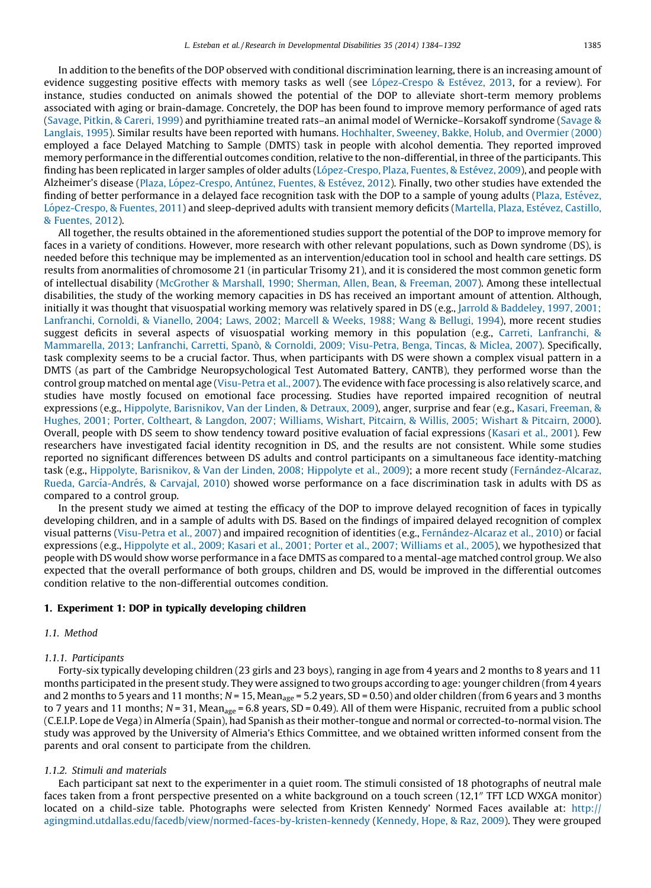In addition to the benefits of the DOP observed with conditional discrimination learning, there is an increasing amount of evidence suggesting positive effects with memory tasks as well (see López-Crespo & Estévez, 2013, for a review). For instance, studies conducted on animals showed the potential of the DOP to alleviate short-term memory problems associated with aging or brain-damage. Concretely, the DOP has been found to improve memory performance of aged rats (Savage, Pitkin, & Careri, 1999) and pyrithiamine treated rats–an animal model of Wernicke–Korsakoff syndrome (Savage & Langlais, 1995). Similar results have been reported with humans. Hochhalter, Sweeney, Bakke, Holub, and Overmier (2000) employed a face Delayed Matching to Sample (DMTS) task in people with alcohol dementia. They reported improved memory performance in the differential outcomes condition, relative to the non-differential, in three of the participants. This finding has been replicated in larger samples of older adults (López-Crespo, Plaza, Fuentes, & Estévez, 2009), and people with Alzheimer's disease (Plaza, López-Crespo, Antúnez, Fuentes, & Estévez, 2012). Finally, two other studies have extended the finding of better performance in a delayed face recognition task with the DOP to a sample of young adults (Plaza, Estévez, López-Crespo, & Fuentes, 2011) and sleep-deprived adults with transient memory deficits (Martella, Plaza, Estévez, Castillo, & Fuentes, 2012).

All together, the results obtained in the aforementioned studies support the potential of the DOP to improve memory for faces in a variety of conditions. However, more research with other relevant populations, such as Down syndrome (DS), is needed before this technique may be implemented as an intervention/education tool in school and health care settings. DS results from anormalities of chromosome 21 (in particular Trisomy 21), and it is considered the most common genetic form of intellectual disability (McGrother & Marshall, 1990; Sherman, Allen, Bean, & Freeman, 2007). Among these intellectual disabilities, the study of the working memory capacities in DS has received an important amount of attention. Although, initially it was thought that visuospatial working memory was relatively spared in DS (e.g., Jarrold & Baddeley, 1997, 2001; Lanfranchi, Cornoldi, & Vianello, 2004; Laws, 2002; Marcell & Weeks, 1988; Wang & Bellugi, 1994), more recent studies suggest deficits in several aspects of visuospatial working memory in this population (e.g., Carreti, Lanfranchi, & Mammarella, 2013; Lanfranchi, Carretti, Spanò, & Cornoldi, 2009; Visu-Petra, Benga, Tincas, & Miclea, 2007). Specifically, task complexity seems to be a crucial factor. Thus, when participants with DS were shown a complex visual pattern in a DMTS (as part of the Cambridge Neuropsychological Test Automated Battery, CANTB), they performed worse than the control group matched on mental age (Visu-Petra et al., 2007). The evidence with face processing is also relatively scarce, and studies have mostly focused on emotional face processing. Studies have reported impaired recognition of neutral expressions (e.g., Hippolyte, Barisnikov, Van der Linden, & Detraux, 2009), anger, surprise and fear (e.g., Kasari, Freeman, & Hughes, 2001; Porter, Coltheart, & Langdon, 2007; Williams, Wishart, Pitcairn, & Willis, 2005; Wishart & Pitcairn, 2000). Overall, people with DS seem to show tendency toward positive evaluation of facial expressions (Kasari et al., 2001). Few researchers have investigated facial identity recognition in DS, and the results are not consistent. While some studies reported no significant differences between DS adults and control participants on a simultaneous face identity-matching task (e.g., Hippolyte, Barisnikov, & Van der Linden, 2008; Hippolyte et al., 2009); a more recent study (Fernández-Alcaraz, Rueda, García-Andrés, & Carvajal, 2010) showed worse performance on a face discrimination task in adults with DS as compared to a control group.

In the present study we aimed at testing the efficacy of the DOP to improve delayed recognition of faces in typically developing children, and in a sample of adults with DS. Based on the findings of impaired delayed recognition of complex visual patterns (Visu-Petra et al., 2007) and impaired recognition of identities (e.g., Fernández-Alcaraz et al., 2010) or facial expressions (e.g., Hippolyte et al., 2009; Kasari et al., 2001; Porter et al., 2007; Williams et al., 2005), we hypothesized that people with DS would show worse performance in a face DMTS as compared to a mental-age matched control group. We also expected that the overall performance of both groups, children and DS, would be improved in the differential outcomes condition relative to the non-differential outcomes condition.

## 1. Experiment 1: DOP in typically developing children

### 1.1. Method

#### 1.1.1. Participants

Forty-six typically developing children (23 girls and 23 boys), ranging in age from 4 years and 2 months to 8 years and 11 months participated in the present study. They were assigned to two groups according to age: younger children (from 4 years and 2 months to 5 years and 11 months; $N = 15$, $\text{Mean}_{\text{age}} = 5.2$ years, $SD = 0.50$) and older children (from 6 years and 3 months to 7 years and 11 months; $N = 31$, $\text{Mean}_{\text{age}} = 6.8$ years, $SD = 0.49$). All of them were Hispanic, recruited from a public school (C.E.I.P. Lope de Vega) in Almería (Spain), had Spanish as their mother-tongue and normal or corrected-to-normal vision. The study was approved by the University of Almeria's Ethics Committee, and we obtained written informed consent from the parents and oral consent to participate from the children.

#### 1.1.2. Stimuli and materials

Each participant sat next to the experimenter in a quiet room. The stimuli consisted of 18 photographs of neutral male faces taken from a front perspective presented on a white background on a touch screen (12,1″ TFT LCD WXGA monitor) located on a child-size table. Photographs were selected from Kristen Kennedy' Normed Faces available at: http://agingmind.utdallas.edu/facedb/view/normed-faces-by-kristen-kennedy (Kennedy, Hope, & Raz, 2009). They were grouped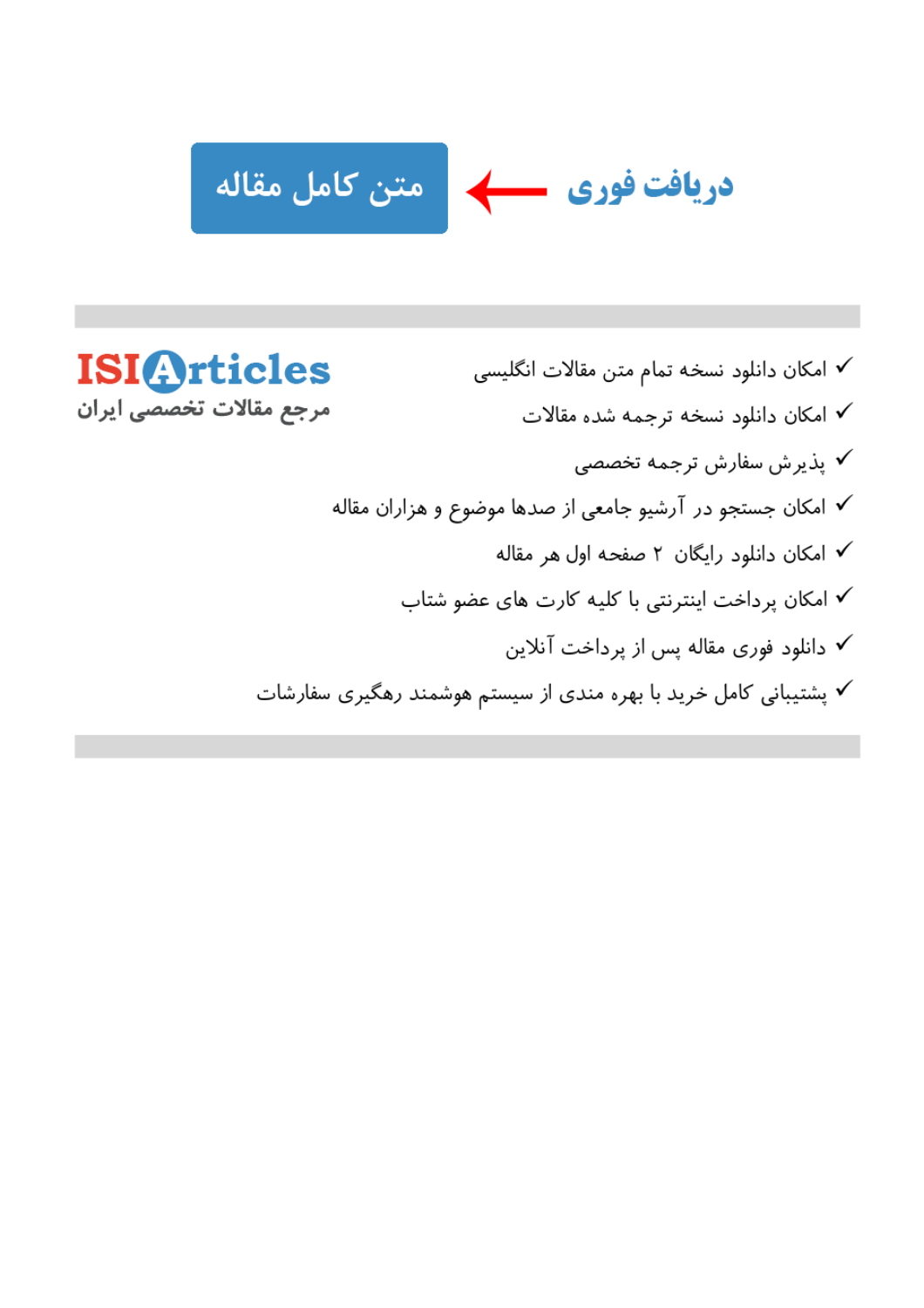دریافت فوری ← **متن کامل مقاله**

**ISIArticles**
مرجع مقالات تخصصی ایران

- ✓ امکان دانلود نسخه تمام متن مقالات انگلیسی
- ✓ امکان دانلود نسخه ترجمه شده مقالات
- ✓ پذیرش سفارش ترجمه تخصصی
- ✓ امکان جستجو در آرشیو جامعی از صدها موضوع و هزاران مقاله
- ✓ امکان دانلود رایگان ۲ صفحه اول هر مقاله
- ✓ امکان پرداخت اینترنتی با کلیه کارت های عضو شتاب
- ✓ دانلود فوری مقاله پس از پرداخت آنلاین
- ✓ پشتیبانی کامل خرید با بهره مندی از سیستم هوشمند رهگیری سفارشات